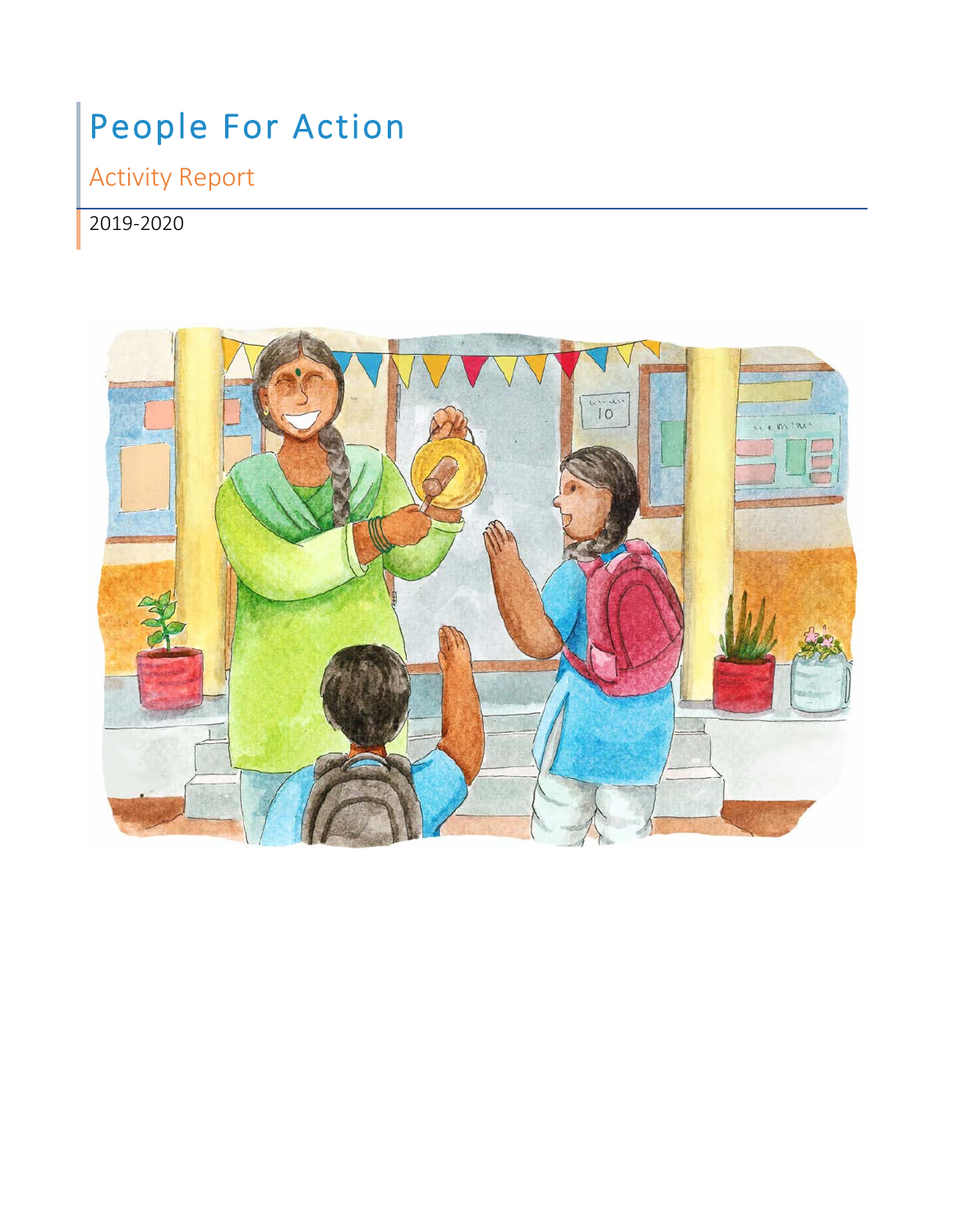# People For Action

## Activity Report

2019-2020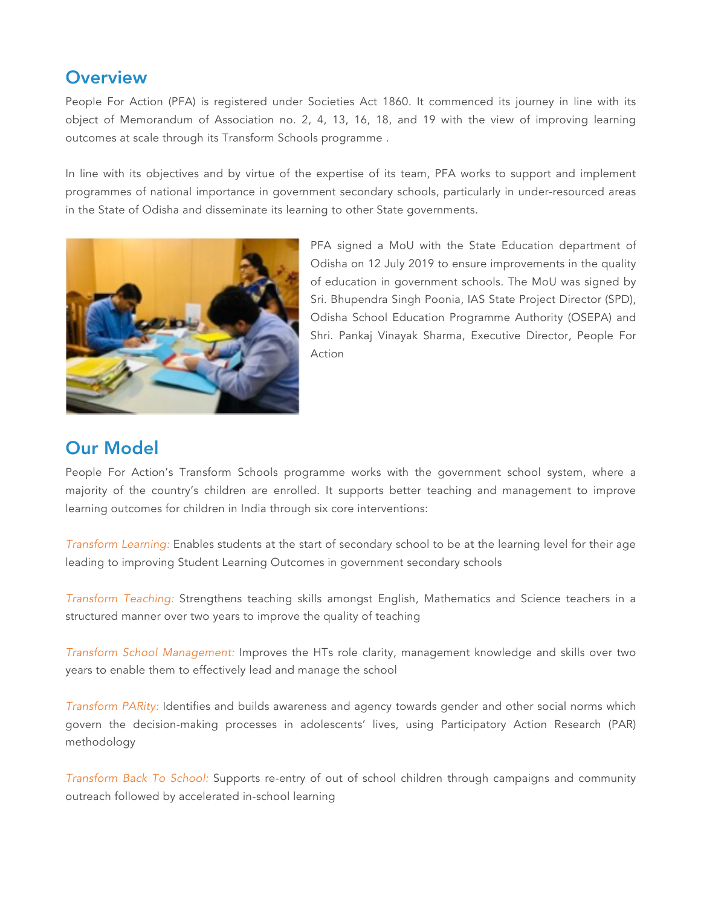## Overview

People For Action (PFA) is registered under Societies Act 1860. It commenced its journey in line with its object of Memorandum of Association no. 2, 4, 13, 16, 18, and 19 with the view of improving learning outcomes at scale through its Transform Schools programme .

In line with its objectives and by virtue of the expertise of its team, PFA works to support and implement programmes of national importance in government secondary schools, particularly in under-resourced areas in the State of Odisha and disseminate its learning to other State governments.

PFA signed a MoU with the State Education department of Odisha on 12 July 2019 to ensure improvements in the quality of education in government schools. The MoU was signed by Sri. Bhupendra Singh Poonia, IAS State Project Director (SPD), Odisha School Education Programme Authority (OSEPA) and Shri. Pankaj Vinayak Sharma, Executive Director, People For Action

## Our Model

People For Action's Transform Schools programme works with the government school system, where a majority of the country's children are enrolled. It supports better teaching and management to improve learning outcomes for children in India through six core interventions:

*Transform Learning:* Enables students at the start of secondary school to be at the learning level for their age leading to improving Student Learning Outcomes in government secondary schools

*Transform Teaching:* Strengthens teaching skills amongst English, Mathematics and Science teachers in a structured manner over two years to improve the quality of teaching

*Transform School Management:* Improves the HTs role clarity, management knowledge and skills over two years to enable them to effectively lead and manage the school

*Transform PARity:* Identifies and builds awareness and agency towards gender and other social norms which govern the decision-making processes in adolescents' lives, using Participatory Action Research (PAR) methodology

*Transform Back To School:* Supports re-entry of out of school children through campaigns and community outreach followed by accelerated in-school learning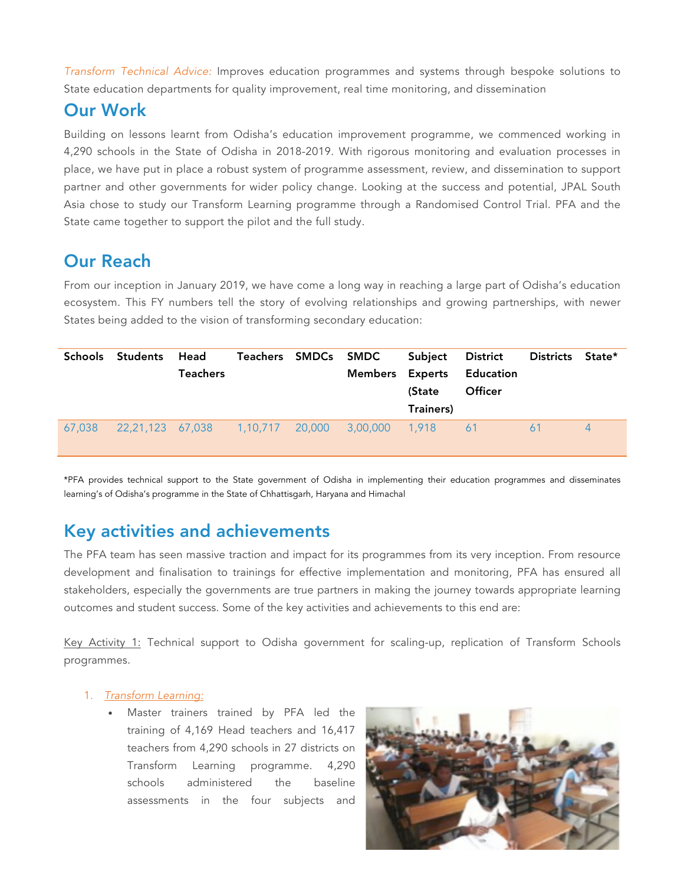*Transform Technical Advice:* Improves education programmes and systems through bespoke solutions to State education departments for quality improvement, real time monitoring, and dissemination

## Our Work

Building on lessons learnt from Odisha's education improvement programme, we commenced working in 4,290 schools in the State of Odisha in 2018-2019. With rigorous monitoring and evaluation processes in place, we have put in place a robust system of programme assessment, review, and dissemination to support partner and other governments for wider policy change. Looking at the success and potential, JPAL South Asia chose to study our Transform Learning programme through a Randomised Control Trial. PFA and the State came together to support the pilot and the full study.

## Our Reach

From our inception in January 2019, we have come a long way in reaching a large part of Odisha's education ecosystem. This FY numbers tell the story of evolving relationships and growing partnerships, with newer States being added to the vision of transforming secondary education:

| Schools | Students | Head Teachers | Teachers | SMDCs | SMDC Members | Subject Experts (State Trainers) | District Education Officer | Districts | State* |
|---|---|---|---|---|---|---|---|---|---|
| 67,038 | 22,21,123 | 67,038 | 1,10,717 | 20,000 | 3,00,000 | 1,918 | 61 | 61 | 4 |

*PFA provides technical support to the State government of Odisha in implementing their education programmes and disseminates learning's of Odisha's programme in the State of Chhattisgarh, Haryana and Himachal

## Key activities and achievements

The PFA team has seen massive traction and impact for its programmes from its very inception. From resource development and finalisation to trainings for effective implementation and monitoring, PFA has ensured all stakeholders, especially the governments are true partners in making the journey towards appropriate learning outcomes and student success. Some of the key activities and achievements to this end are:

Key Activity 1: Technical support to Odisha government for scaling-up, replication of Transform Schools programmes.

1. *Transform Learning:*
   - Master trainers trained by PFA led the training of 4,169 Head teachers and 16,417 teachers from 4,290 schools in 27 districts on Transform Learning programme. 4,290 schools administered the baseline assessments in the four subjects and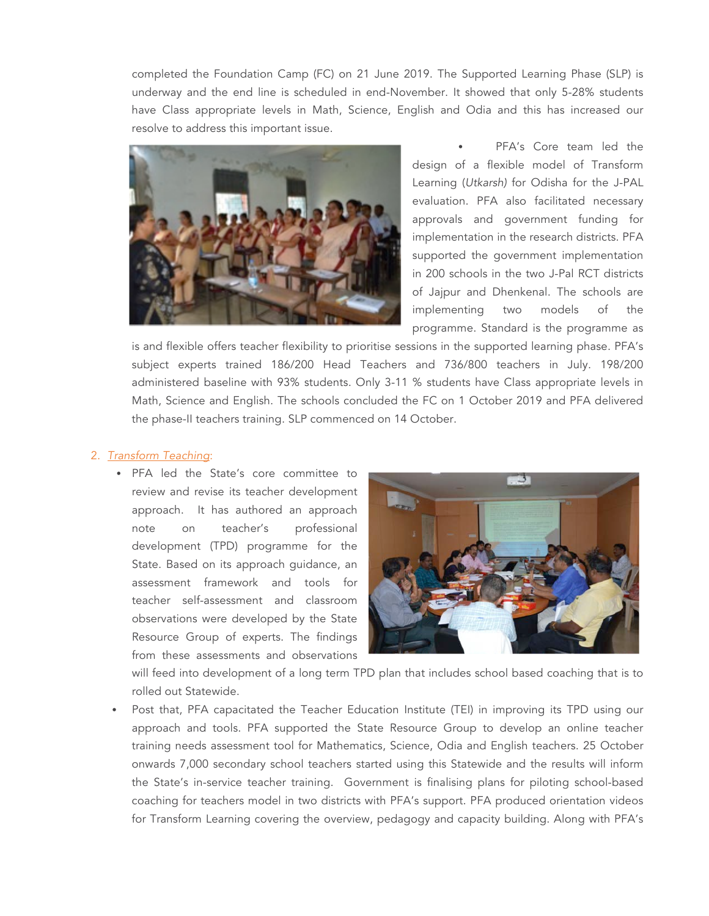completed the Foundation Camp (FC) on 21 June 2019. The Supported Learning Phase (SLP) is underway and the end line is scheduled in end-November. It showed that only 5-28% students have Class appropriate levels in Math, Science, English and Odia and this has increased our resolve to address this important issue.

- PFA's Core team led the design of a flexible model of Transform Learning (*Utkarsh)* for Odisha for the J-PAL evaluation. PFA also facilitated necessary approvals and government funding for implementation in the research districts. PFA supported the government implementation in 200 schools in the two J-Pal RCT districts of Jajpur and Dhenkenal. The schools are implementing two models of the programme. Standard is the programme as is and flexible offers teacher flexibility to prioritise sessions in the supported learning phase. PFA's subject experts trained 186/200 Head Teachers and 736/800 teachers in July. 198/200 administered baseline with 93% students. Only 3-11 % students have Class appropriate levels in Math, Science and English. The schools concluded the FC on 1 October 2019 and PFA delivered the phase-II teachers training. SLP commenced on 14 October.

2. Transform Teaching:
   - PFA led the State's core committee to review and revise its teacher development approach. It has authored an approach note on teacher's professional development (TPD) programme for the State. Based on its approach guidance, an assessment framework and tools for teacher self-assessment and classroom observations were developed by the State Resource Group of experts. The findings from these assessments and observations will feed into development of a long term TPD plan that includes school based coaching that is to rolled out Statewide.

- Post that, PFA capacitated the Teacher Education Institute (TEI) in improving its TPD using our approach and tools. PFA supported the State Resource Group to develop an online teacher training needs assessment tool for Mathematics, Science, Odia and English teachers. 25 October onwards 7,000 secondary school teachers started using this Statewide and the results will inform the State's in-service teacher training. Government is finalising plans for piloting school-based coaching for teachers model in two districts with PFA's support. PFA produced orientation videos for Transform Learning covering the overview, pedagogy and capacity building. Along with PFA's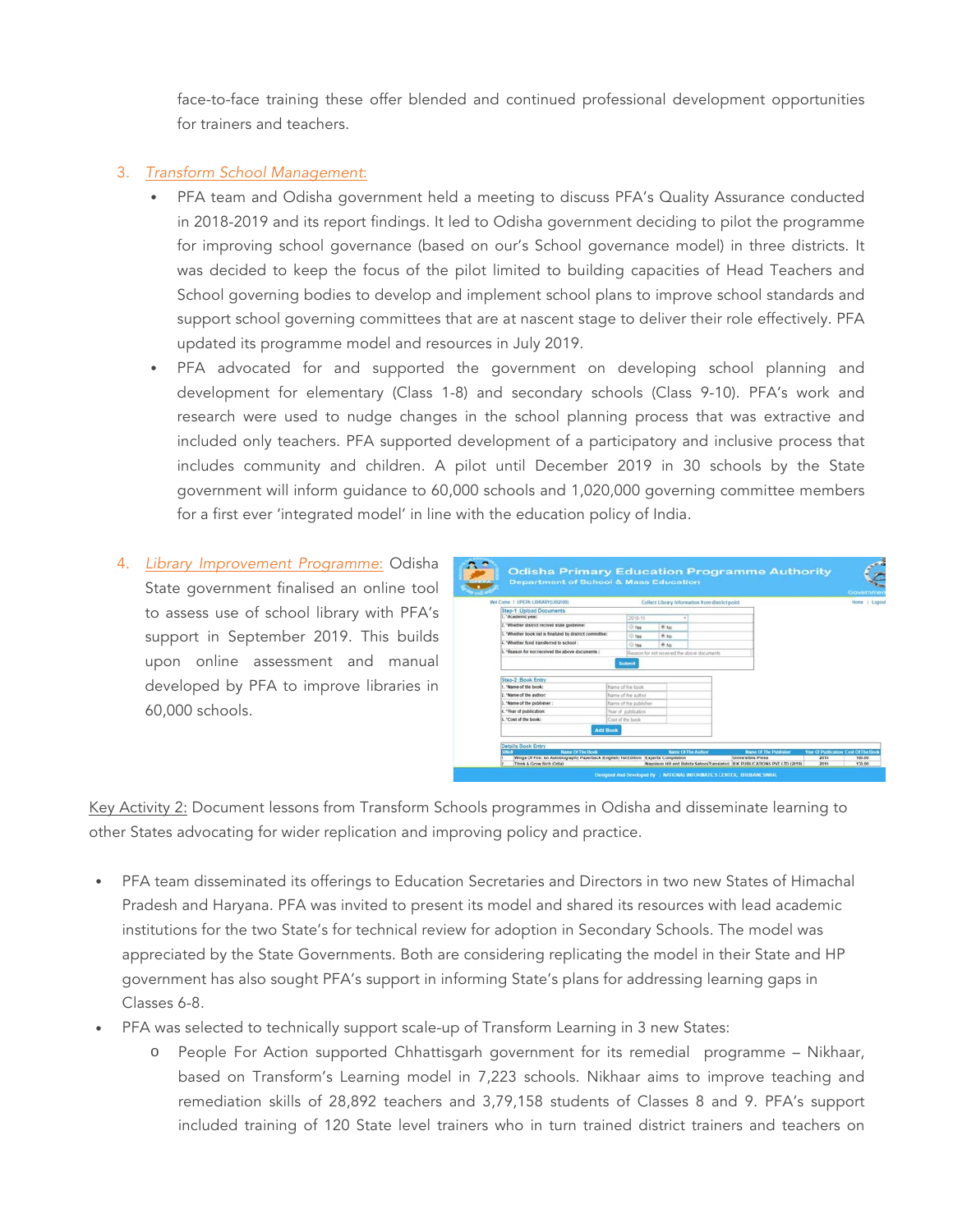face-to-face training these offer blended and continued professional development opportunities for trainers and teachers.

3. *Transform School Management*:
   - PFA team and Odisha government held a meeting to discuss PFA's Quality Assurance conducted in 2018-2019 and its report findings. It led to Odisha government deciding to pilot the programme for improving school governance (based on our's School governance model) in three districts. It was decided to keep the focus of the pilot limited to building capacities of Head Teachers and School governing bodies to develop and implement school plans to improve school standards and support school governing committees that are at nascent stage to deliver their role effectively. PFA updated its programme model and resources in July 2019.
   - PFA advocated for and supported the government on developing school planning and development for elementary (Class 1-8) and secondary schools (Class 9-10). PFA's work and research were used to nudge changes in the school planning process that was extractive and included only teachers. PFA supported development of a participatory and inclusive process that includes community and children. A pilot until December 2019 in 30 schools by the State government will inform guidance to 60,000 schools and 1,020,000 governing committee members for a first ever 'integrated model' in line with the education policy of India.

4. *Library Improvement Programme:* Odisha State government finalised an online tool to assess use of school library with PFA's support in September 2019. This builds upon online assessment and manual developed by PFA to improve libraries in 60,000 schools.

Key Activity 2: Document lessons from Transform Schools programmes in Odisha and disseminate learning to other States advocating for wider replication and improving policy and practice.

- PFA team disseminated its offerings to Education Secretaries and Directors in two new States of Himachal Pradesh and Haryana. PFA was invited to present its model and shared its resources with lead academic institutions for the two State's for technical review for adoption in Secondary Schools. The model was appreciated by the State Governments. Both are considering replicating the model in their State and HP government has also sought PFA's support in informing State's plans for addressing learning gaps in Classes 6-8.
- PFA was selected to technically support scale-up of Transform Learning in 3 new States:
  - People For Action supported Chhattisgarh government for its remedial programme – Nikhaar, based on Transform's Learning model in 7,223 schools. Nikhaar aims to improve teaching and remediation skills of 28,892 teachers and 3,79,158 students of Classes 8 and 9. PFA's support included training of 120 State level trainers who in turn trained district trainers and teachers on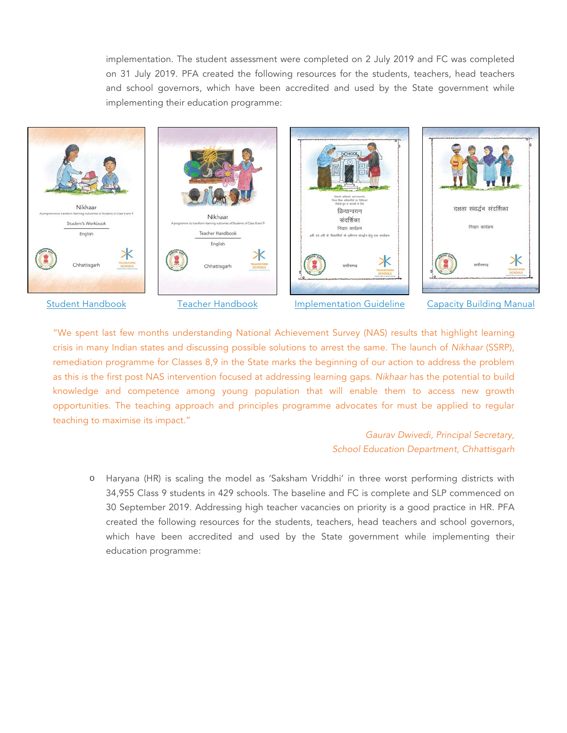implementation. The student assessment were completed on 2 July 2019 and FC was completed on 31 July 2019. PFA created the following resources for the students, teachers, head teachers and school governors, which have been accredited and used by the State government while implementing their education programme:

Student Handbook | Teacher Handbook | Implementation Guideline | Capacity Building Manual

"We spent last few months understanding National Achievement Survey (NAS) results that highlight learning crisis in many Indian states and discussing possible solutions to arrest the same. The launch of *Nikhaar* (SSRP), remediation programme for Classes 8,9 in the State marks the beginning of our action to address the problem as this is the first post NAS intervention focused at addressing learning gaps. *Nikhaar* has the potential to build knowledge and competence among young population that will enable them to access new growth opportunities. The teaching approach and principles programme advocates for must be applied to regular teaching to maximise its impact."

*Gaurav Dwivedi, Principal Secretary,*
*School Education Department, Chhattisgarh*

- Haryana (HR) is scaling the model as 'Saksham Vriddhi' in three worst performing districts with 34,955 Class 9 students in 429 schools. The baseline and FC is complete and SLP commenced on 30 September 2019. Addressing high teacher vacancies on priority is a good practice in HR. PFA created the following resources for the students, teachers, head teachers and school governors, which have been accredited and used by the State government while implementing their education programme: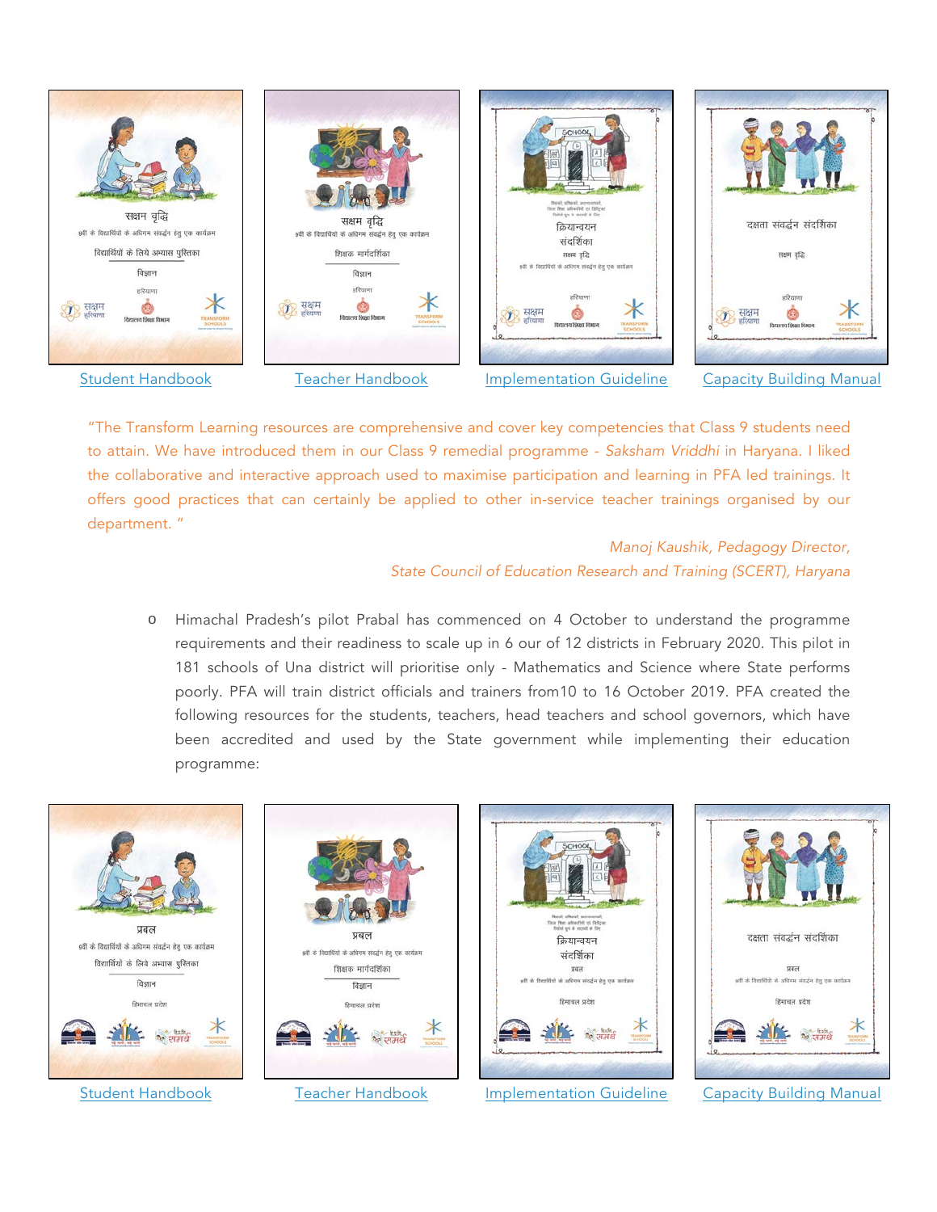[Student Handbook](#) [Teacher Handbook](#) [Implementation Guideline](#) [Capacity Building Manual](#)

"The Transform Learning resources are comprehensive and cover key competencies that Class 9 students need to attain. We have introduced them in our Class 9 remedial programme - *Saksham Vriddhi* in Haryana. I liked the collaborative and interactive approach used to maximise participation and learning in PFA led trainings. It offers good practices that can certainly be applied to other in-service teacher trainings organised by our department. "

*Manoj Kaushik, Pedagogy Director,*
*State Council of Education Research and Training (SCERT), Haryana*

- Himachal Pradesh's pilot Prabal has commenced on 4 October to understand the programme requirements and their readiness to scale up in 6 our of 12 districts in February 2020. This pilot in 181 schools of Una district will prioritise only - Mathematics and Science where State performs poorly. PFA will train district officials and trainers from10 to 16 October 2019. PFA created the following resources for the students, teachers, head teachers and school governors, which have been accredited and used by the State government while implementing their education programme:

[Student Handbook](#) [Teacher Handbook](#) [Implementation Guideline](#) [Capacity Building Manual](#)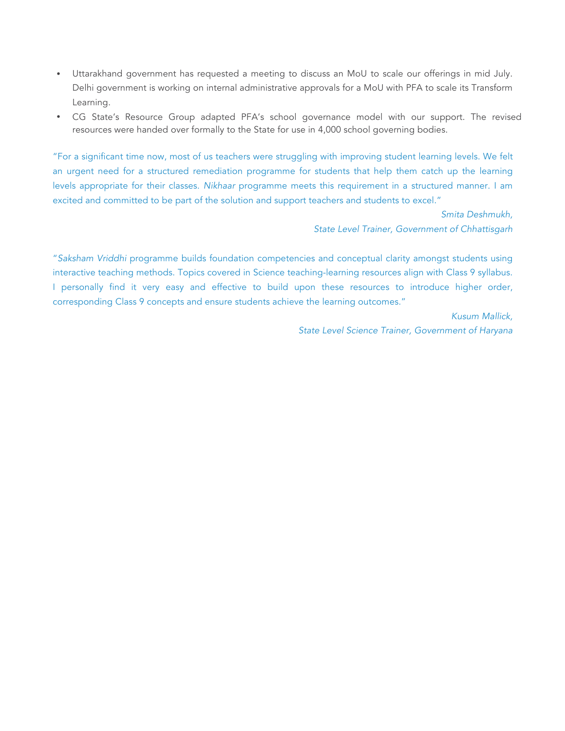- Uttarakhand government has requested a meeting to discuss an MoU to scale our offerings in mid July. Delhi government is working on internal administrative approvals for a MoU with PFA to scale its Transform Learning.
- CG State's Resource Group adapted PFA's school governance model with our support. The revised resources were handed over formally to the State for use in 4,000 school governing bodies.

"For a significant time now, most of us teachers were struggling with improving student learning levels. We felt an urgent need for a structured remediation programme for students that help them catch up the learning levels appropriate for their classes. *Nikhaar* programme meets this requirement in a structured manner. I am excited and committed to be part of the solution and support teachers and students to excel."

*Smita Deshmukh,*
*State Level Trainer, Government of Chhattisgarh*

"*Saksham Vriddhi* programme builds foundation competencies and conceptual clarity amongst students using interactive teaching methods. Topics covered in Science teaching-learning resources align with Class 9 syllabus. I personally find it very easy and effective to build upon these resources to introduce higher order, corresponding Class 9 concepts and ensure students achieve the learning outcomes."

*Kusum Mallick,*
*State Level Science Trainer, Government of Haryana*